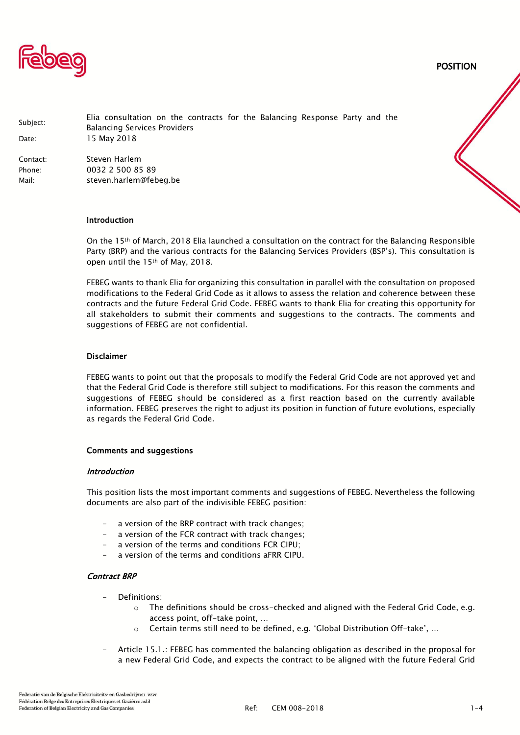POSITION

| | |
|---|---|
| Subject: | Elia consultation on the contracts for the Balancing Response Party and the Balancing Services Providers |
| Date: | 15 May 2018 |
| Contact: | Steven Harlem |
| Phone: | 0032 2 500 85 89 |
| Mail: | steven.harlem@febeg.be |

## Introduction

On the 15th of March, 2018 Elia launched a consultation on the contract for the Balancing Responsible Party (BRP) and the various contracts for the Balancing Services Providers (BSP's). This consultation is open until the 15th of May, 2018.

FEBEG wants to thank Elia for organizing this consultation in parallel with the consultation on proposed modifications to the Federal Grid Code as it allows to assess the relation and coherence between these contracts and the future Federal Grid Code. FEBEG wants to thank Elia for creating this opportunity for all stakeholders to submit their comments and suggestions to the contracts. The comments and suggestions of FEBEG are not confidential.

## Disclaimer

FEBEG wants to point out that the proposals to modify the Federal Grid Code are not approved yet and that the Federal Grid Code is therefore still subject to modifications. For this reason the comments and suggestions of FEBEG should be considered as a first reaction based on the currently available information. FEBEG preserves the right to adjust its position in function of future evolutions, especially as regards the Federal Grid Code.

## Comments and suggestions

### *Introduction*

This position lists the most important comments and suggestions of FEBEG. Nevertheless the following documents are also part of the indivisible FEBEG position:

- a version of the BRP contract with track changes;
- a version of the FCR contract with track changes;
- a version of the terms and conditions FCR CIPU;
- a version of the terms and conditions aFRR CIPU.

### *Contract BRP*

- Definitions:
  - The definitions should be cross-checked and aligned with the Federal Grid Code, e.g. access point, off-take point, …
  - Certain terms still need to be defined, e.g. 'Global Distribution Off-take', …
- Article 15.1.: FEBEG has commented the balancing obligation as described in the proposal for a new Federal Grid Code, and expects the contract to be aligned with the future Federal Grid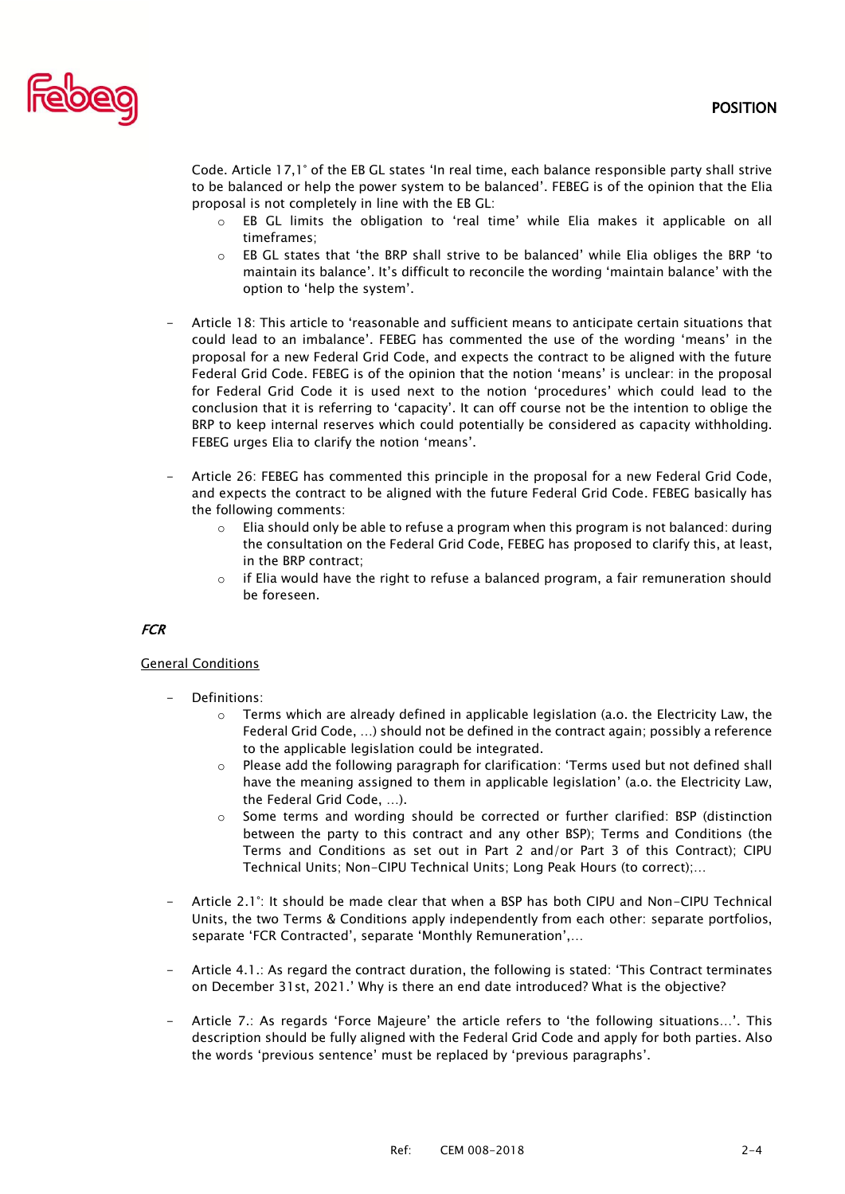Code. Article 17,1° of the EB GL states 'In real time, each balance responsible party shall strive to be balanced or help the power system to be balanced'. FEBEG is of the opinion that the Elia proposal is not completely in line with the EB GL:
  - EB GL limits the obligation to 'real time' while Elia makes it applicable on all timeframes;
  - EB GL states that 'the BRP shall strive to be balanced' while Elia obliges the BRP 'to maintain its balance'. It's difficult to reconcile the wording 'maintain balance' with the option to 'help the system'.

- Article 18: This article to 'reasonable and sufficient means to anticipate certain situations that could lead to an imbalance'. FEBEG has commented the use of the wording 'means' in the proposal for a new Federal Grid Code, and expects the contract to be aligned with the future Federal Grid Code. FEBEG is of the opinion that the notion 'means' is unclear: in the proposal for Federal Grid Code it is used next to the notion 'procedures' which could lead to the conclusion that it is referring to 'capacity'. It can off course not be the intention to oblige the BRP to keep internal reserves which could potentially be considered as capacity withholding. FEBEG urges Elia to clarify the notion 'means'.

- Article 26: FEBEG has commented this principle in the proposal for a new Federal Grid Code, and expects the contract to be aligned with the future Federal Grid Code. FEBEG basically has the following comments:
  - Elia should only be able to refuse a program when this program is not balanced: during the consultation on the Federal Grid Code, FEBEG has proposed to clarify this, at least, in the BRP contract;
  - if Elia would have the right to refuse a balanced program, a fair remuneration should be foreseen.

***FCR***

<u>General Conditions</u>

- Definitions:
  - Terms which are already defined in applicable legislation (a.o. the Electricity Law, the Federal Grid Code, …) should not be defined in the contract again; possibly a reference to the applicable legislation could be integrated.
  - Please add the following paragraph for clarification: 'Terms used but not defined shall have the meaning assigned to them in applicable legislation' (a.o. the Electricity Law, the Federal Grid Code, …).
  - Some terms and wording should be corrected or further clarified: BSP (distinction between the party to this contract and any other BSP); Terms and Conditions (the Terms and Conditions as set out in Part 2 and/or Part 3 of this Contract); CIPU Technical Units; Non-CIPU Technical Units; Long Peak Hours (to correct);…

- Article 2.1°: It should be made clear that when a BSP has both CIPU and Non-CIPU Technical Units, the two Terms & Conditions apply independently from each other: separate portfolios, separate 'FCR Contracted', separate 'Monthly Remuneration',…

- Article 4.1.: As regard the contract duration, the following is stated: 'This Contract terminates on December 31st, 2021.' Why is there an end date introduced? What is the objective?

- Article 7.: As regards 'Force Majeure' the article refers to 'the following situations…'. This description should be fully aligned with the Federal Grid Code and apply for both parties. Also the words 'previous sentence' must be replaced by 'previous paragraphs'.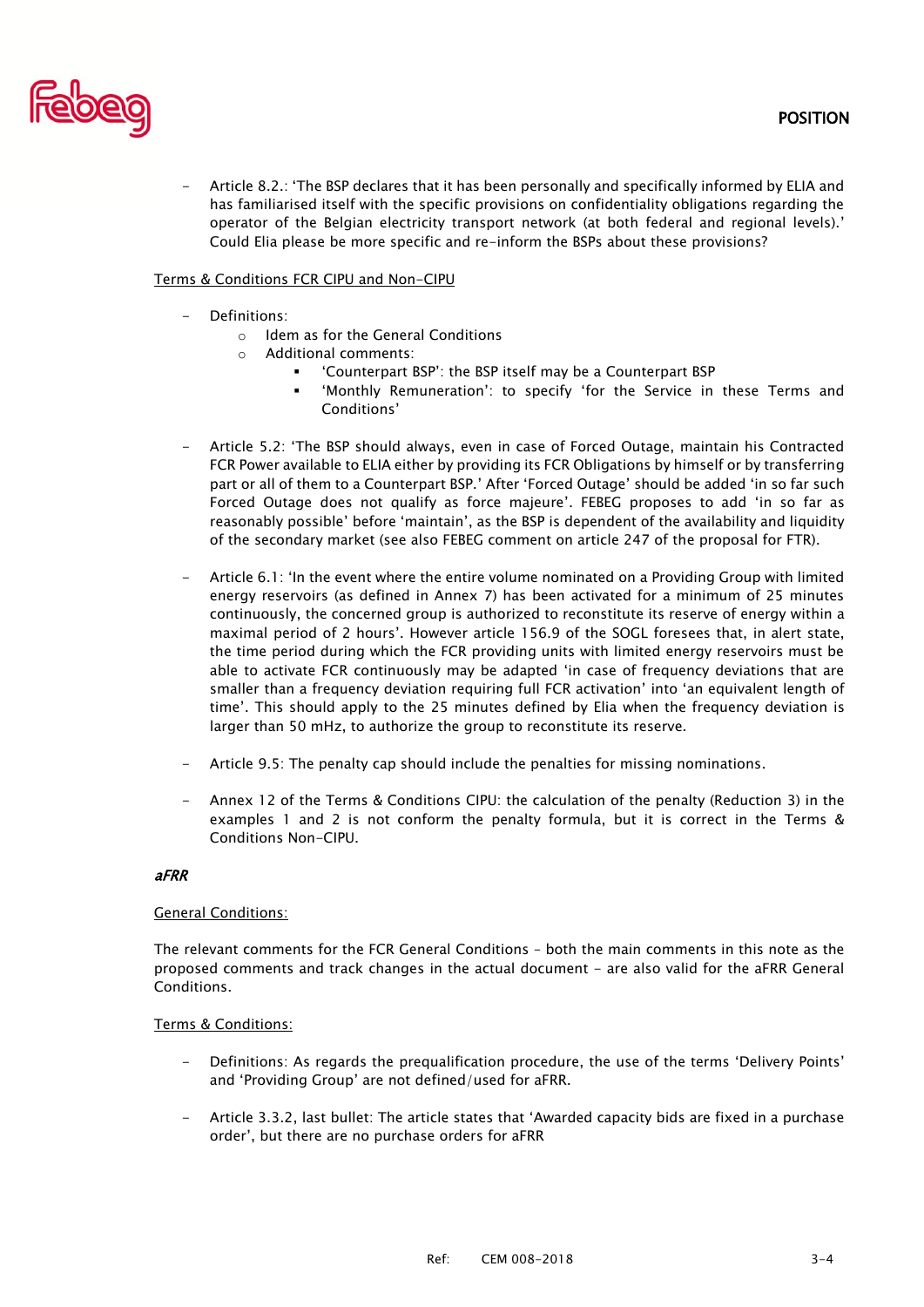- Article 8.2.: 'The BSP declares that it has been personally and specifically informed by ELIA and has familiarised itself with the specific provisions on confidentiality obligations regarding the operator of the Belgian electricity transport network (at both federal and regional levels).' Could Elia please be more specific and re-inform the BSPs about these provisions?

Terms & Conditions FCR CIPU and Non-CIPU

- Definitions:
  - Idem as for the General Conditions
  - Additional comments:
    - 'Counterpart BSP': the BSP itself may be a Counterpart BSP
    - 'Monthly Remuneration': to specify 'for the Service in these Terms and Conditions'

- Article 5.2: 'The BSP should always, even in case of Forced Outage, maintain his Contracted FCR Power available to ELIA either by providing its FCR Obligations by himself or by transferring part or all of them to a Counterpart BSP.' After 'Forced Outage' should be added 'in so far such Forced Outage does not qualify as force majeure'. FEBEG proposes to add 'in so far as reasonably possible' before 'maintain', as the BSP is dependent of the availability and liquidity of the secondary market (see also FEBEG comment on article 247 of the proposal for FTR).

- Article 6.1: 'In the event where the entire volume nominated on a Providing Group with limited energy reservoirs (as defined in Annex 7) has been activated for a minimum of 25 minutes continuously, the concerned group is authorized to reconstitute its reserve of energy within a maximal period of 2 hours'. However article 156.9 of the SOGL foresees that, in alert state, the time period during which the FCR providing units with limited energy reservoirs must be able to activate FCR continuously may be adapted 'in case of frequency deviations that are smaller than a frequency deviation requiring full FCR activation' into 'an equivalent length of time'. This should apply to the 25 minutes defined by Elia when the frequency deviation is larger than 50 mHz, to authorize the group to reconstitute its reserve.

- Article 9.5: The penalty cap should include the penalties for missing nominations.

- Annex 12 of the Terms & Conditions CIPU: the calculation of the penalty (Reduction 3) in the examples 1 and 2 is not conform the penalty formula, but it is correct in the Terms & Conditions Non-CIPU.

### *aFRR*

General Conditions:

The relevant comments for the FCR General Conditions – both the main comments in this note as the proposed comments and track changes in the actual document – are also valid for the aFRR General Conditions.

Terms & Conditions:

- Definitions: As regards the prequalification procedure, the use of the terms 'Delivery Points' and 'Providing Group' are not defined/used for aFRR.

- Article 3.3.2, last bullet: The article states that 'Awarded capacity bids are fixed in a purchase order', but there are no purchase orders for aFRR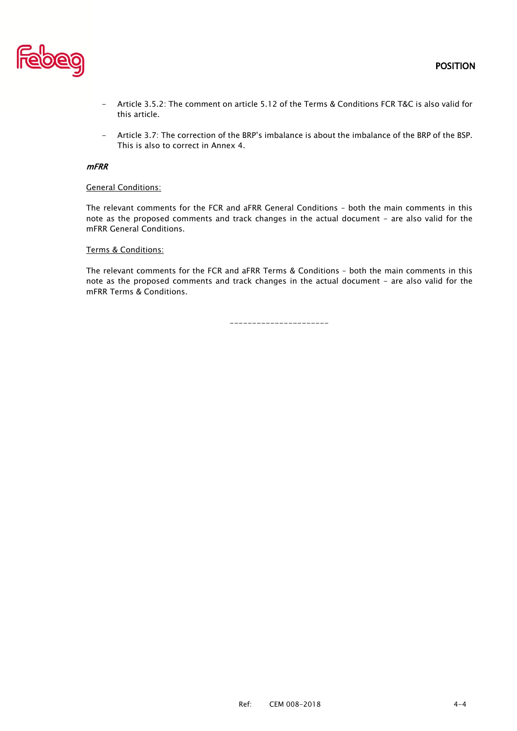- Article 3.5.2: The comment on article 5.12 of the Terms & Conditions FCR T&C is also valid for this article.

- Article 3.7: The correction of the BRP's imbalance is about the imbalance of the BRP of the BSP. This is also to correct in Annex 4.

***mFRR***

General Conditions:

The relevant comments for the FCR and aFRR General Conditions – both the main comments in this note as the proposed comments and track changes in the actual document – are also valid for the mFRR General Conditions.

Terms & Conditions:

The relevant comments for the FCR and aFRR Terms & Conditions – both the main comments in this note as the proposed comments and track changes in the actual document – are also valid for the mFRR Terms & Conditions.

---------------------